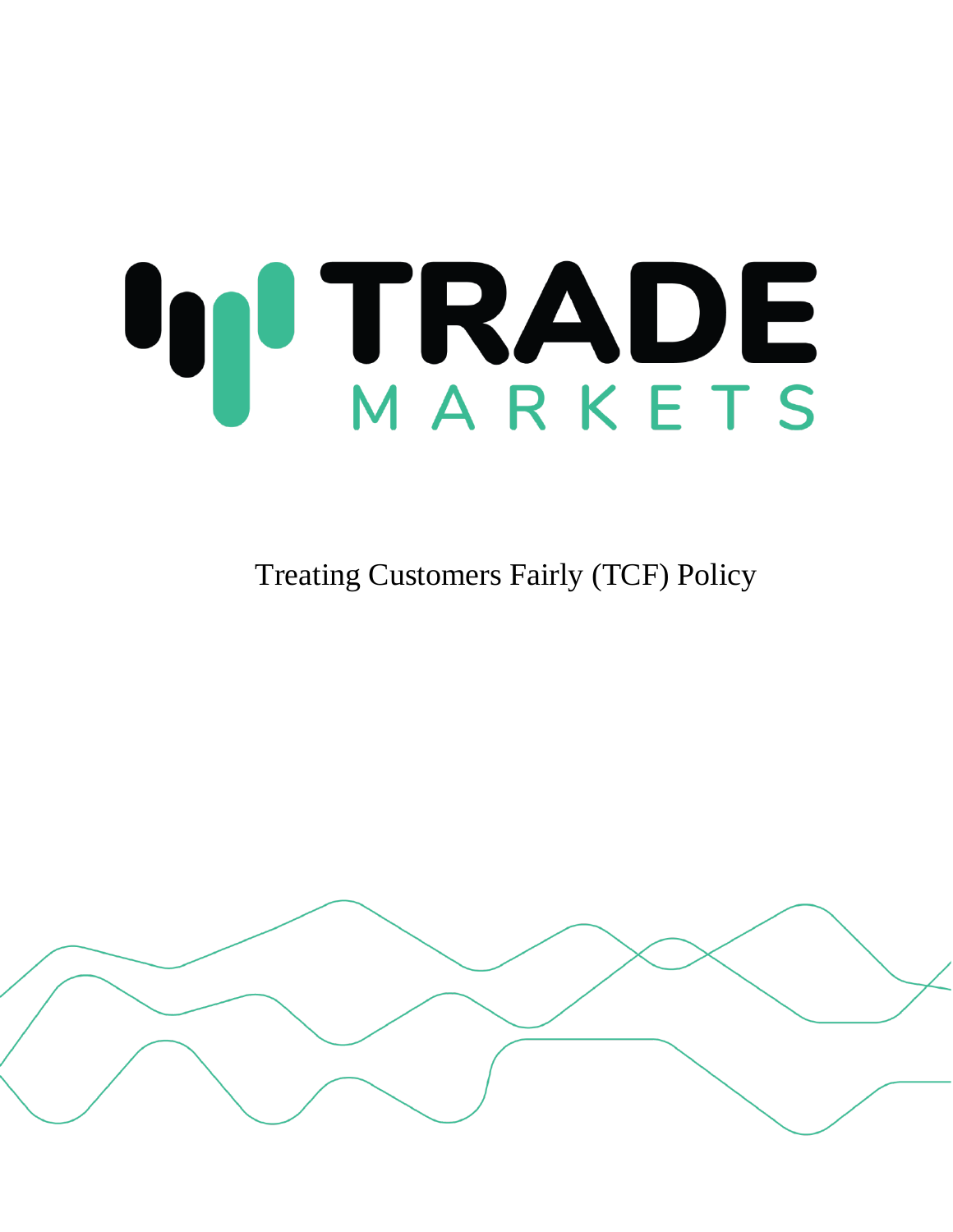# TRADE MARKETS

Treating Customers Fairly (TCF) Policy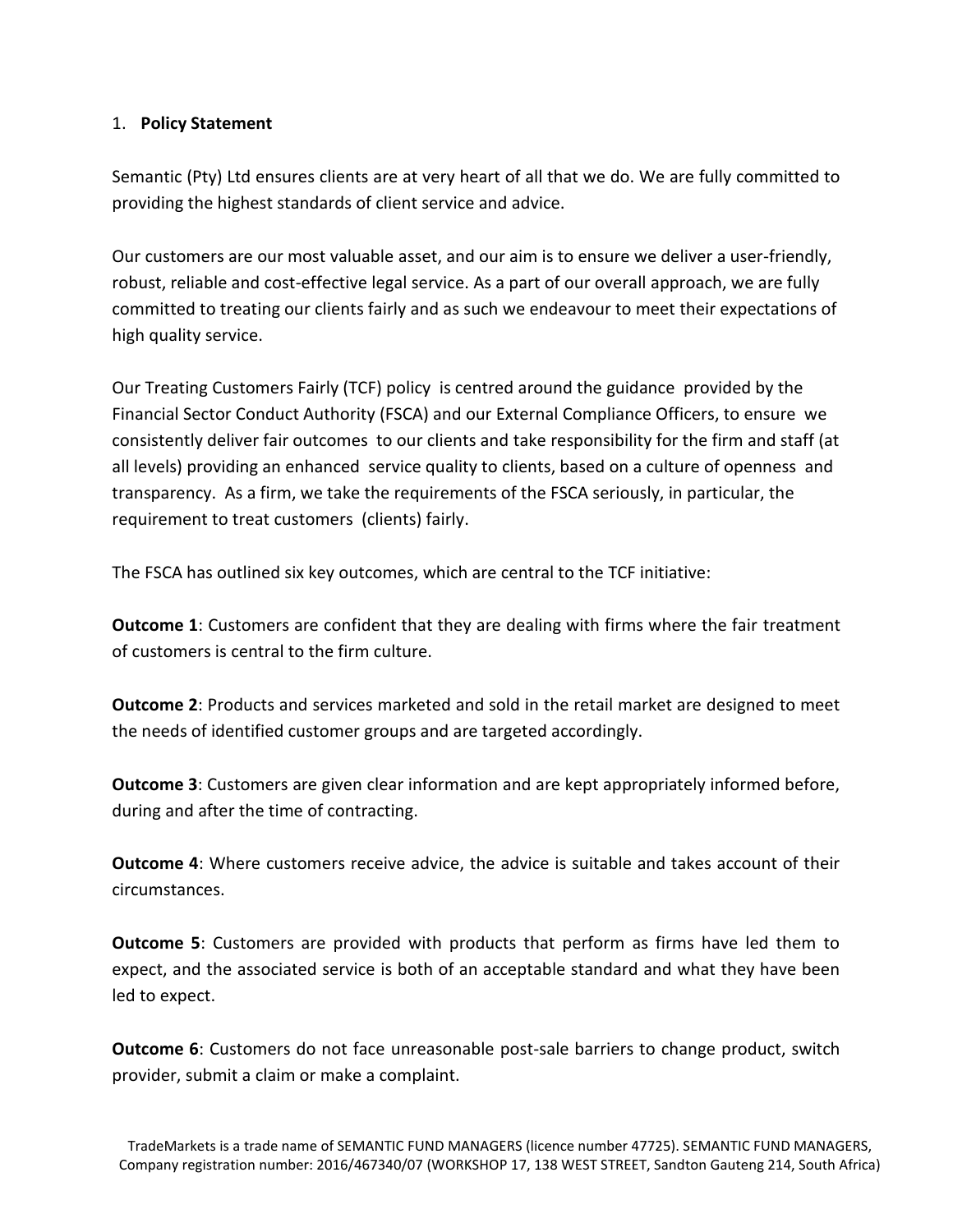## 1. **Policy Statement**

Semantic (Pty) Ltd ensures clients are at very heart of all that we do. We are fully committed to providing the highest standards of client service and advice.

Our customers are our most valuable asset, and our aim is to ensure we deliver a user-friendly, robust, reliable and cost-effective legal service. As a part of our overall approach, we are fully committed to treating our clients fairly and as such we endeavour to meet their expectations of high quality service.

Our Treating Customers Fairly (TCF) policy is centred around the guidance provided by the Financial Sector Conduct Authority (FSCA) and our External Compliance Officers, to ensure we consistently deliver fair outcomes to our clients and take responsibility for the firm and staff (at all levels) providing an enhanced service quality to clients, based on a culture of openness and transparency. As a firm, we take the requirements of the FSCA seriously, in particular, the requirement to treat customers (clients) fairly.

The FSCA has outlined six key outcomes, which are central to the TCF initiative:

**Outcome 1**: Customers are confident that they are dealing with firms where the fair treatment of customers is central to the firm culture.

**Outcome 2**: Products and services marketed and sold in the retail market are designed to meet the needs of identified customer groups and are targeted accordingly.

**Outcome 3**: Customers are given clear information and are kept appropriately informed before, during and after the time of contracting.

**Outcome 4**: Where customers receive advice, the advice is suitable and takes account of their circumstances.

**Outcome 5**: Customers are provided with products that perform as firms have led them to expect, and the associated service is both of an acceptable standard and what they have been led to expect.

**Outcome 6**: Customers do not face unreasonable post-sale barriers to change product, switch provider, submit a claim or make a complaint.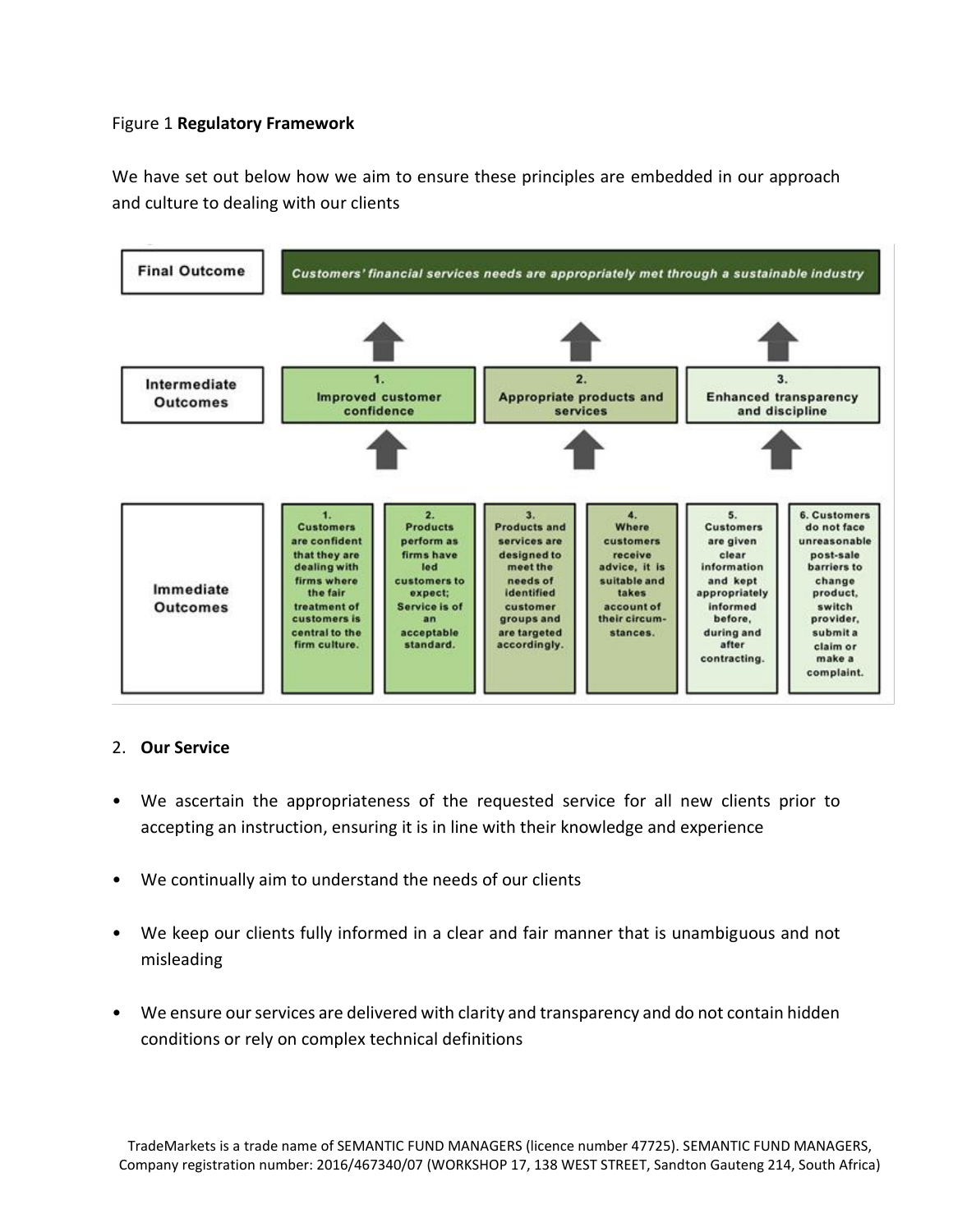Figure 1 **Regulatory Framework**

We have set out below how we aim to ensure these principles are embedded in our approach and culture to dealing with our clients

| | | | | | | |
|---|---|---|---|---|---|---|
| **Final Outcome** | *Customers' financial services needs are appropriately met through a sustainable industry* | | | | | |
| **Intermediate Outcomes** | 1. Improved customer confidence | | 2. Appropriate products and services | | 3. Enhanced transparency and discipline | |
| **Immediate Outcomes** | 1. Customers are confident that they are dealing with firms where the fair treatment of customers is central to the firm culture. | 2. Products perform as firms have led customers to expect; Service is of an acceptable standard. | 3. Products and services are designed to meet the needs of identified customer groups and are targeted accordingly. | 4. Where customers receive advice, it is suitable and takes account of their circumstances. | 5. Customers are given clear information and kept appropriately informed before, during and after contracting. | 6. Customers do not face unreasonable post-sale barriers to change product, switch provider, submit a claim or make a complaint. |

2. **Our Service**

- We ascertain the appropriateness of the requested service for all new clients prior to accepting an instruction, ensuring it is in line with their knowledge and experience
- We continually aim to understand the needs of our clients
- We keep our clients fully informed in a clear and fair manner that is unambiguous and not misleading
- We ensure our services are delivered with clarity and transparency and do not contain hidden conditions or rely on complex technical definitions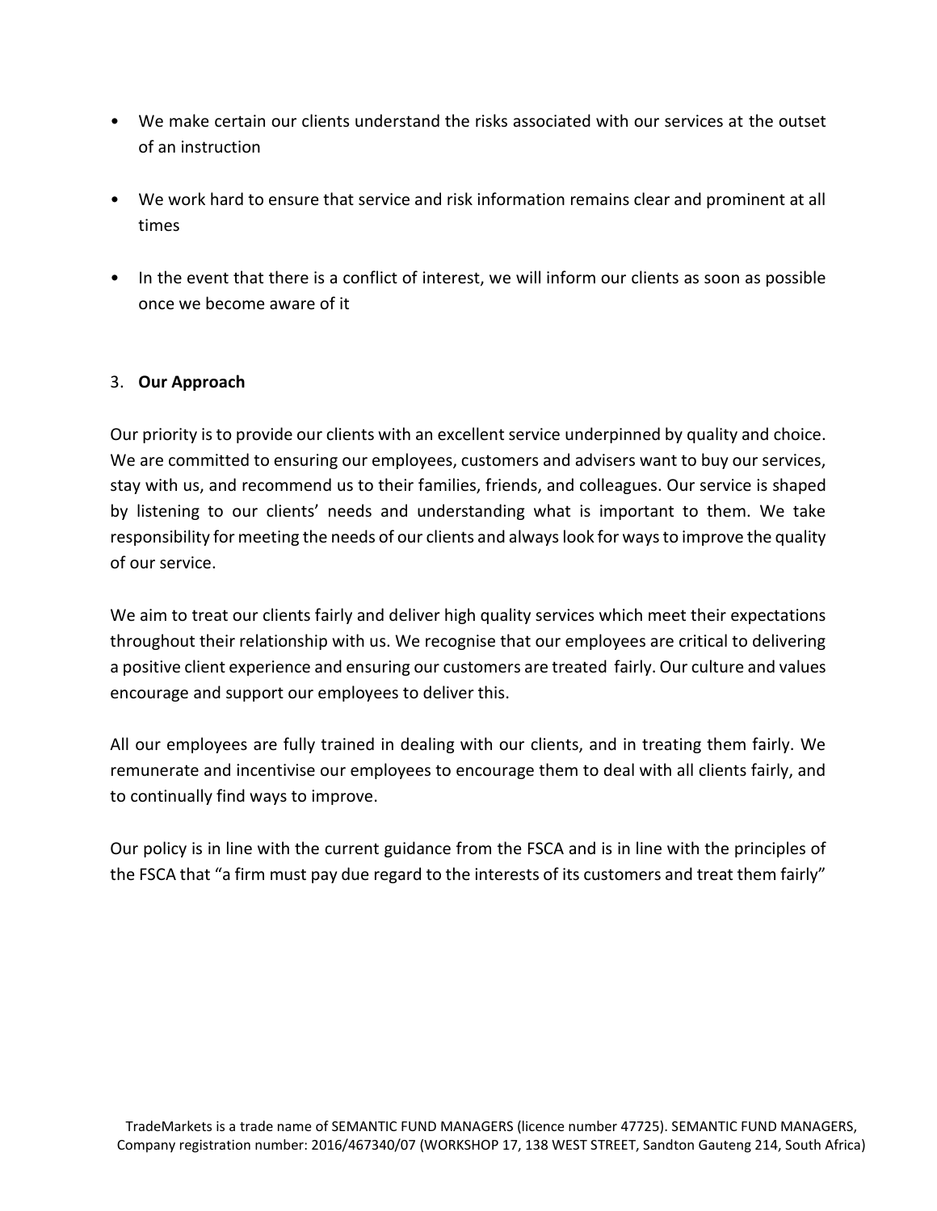- We make certain our clients understand the risks associated with our services at the outset of an instruction

- We work hard to ensure that service and risk information remains clear and prominent at all times

- In the event that there is a conflict of interest, we will inform our clients as soon as possible once we become aware of it

3. **Our Approach**

Our priority is to provide our clients with an excellent service underpinned by quality and choice. We are committed to ensuring our employees, customers and advisers want to buy our services, stay with us, and recommend us to their families, friends, and colleagues. Our service is shaped by listening to our clients' needs and understanding what is important to them. We take responsibility for meeting the needs of our clients and always look for ways to improve the quality of our service.

We aim to treat our clients fairly and deliver high quality services which meet their expectations throughout their relationship with us. We recognise that our employees are critical to delivering a positive client experience and ensuring our customers are treated fairly. Our culture and values encourage and support our employees to deliver this.

All our employees are fully trained in dealing with our clients, and in treating them fairly. We remunerate and incentivise our employees to encourage them to deal with all clients fairly, and to continually find ways to improve.

Our policy is in line with the current guidance from the FSCA and is in line with the principles of the FSCA that "a firm must pay due regard to the interests of its customers and treat them fairly"